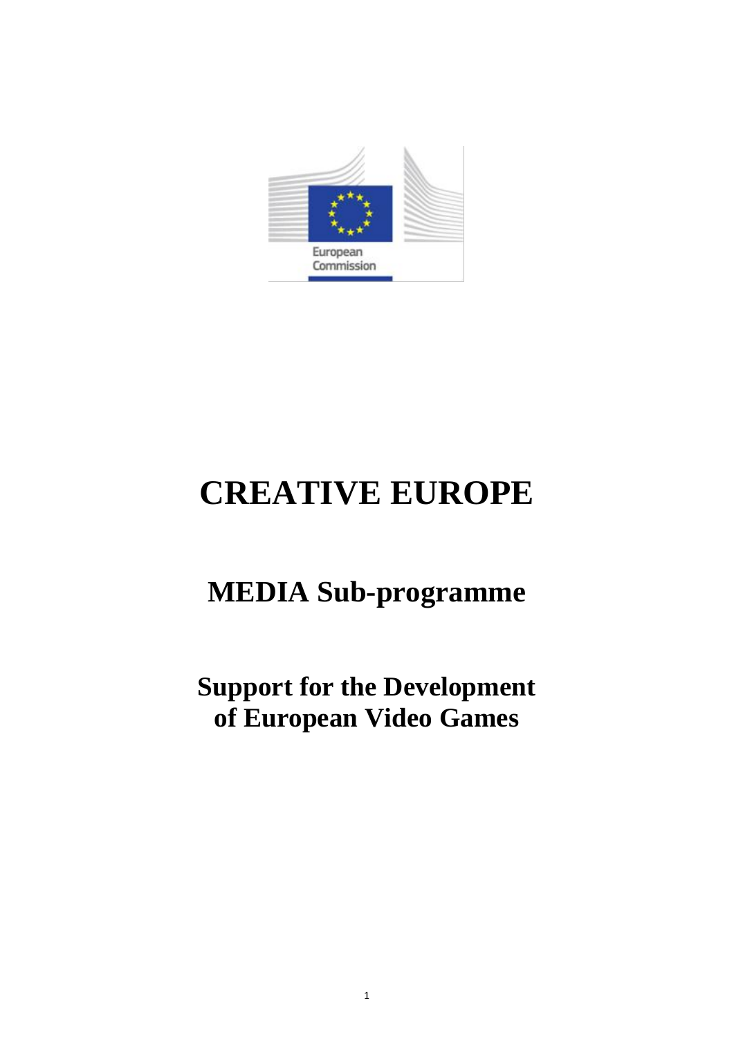European Commission

# CREATIVE EUROPE

## MEDIA Sub-programme

## Support for the Development of European Video Games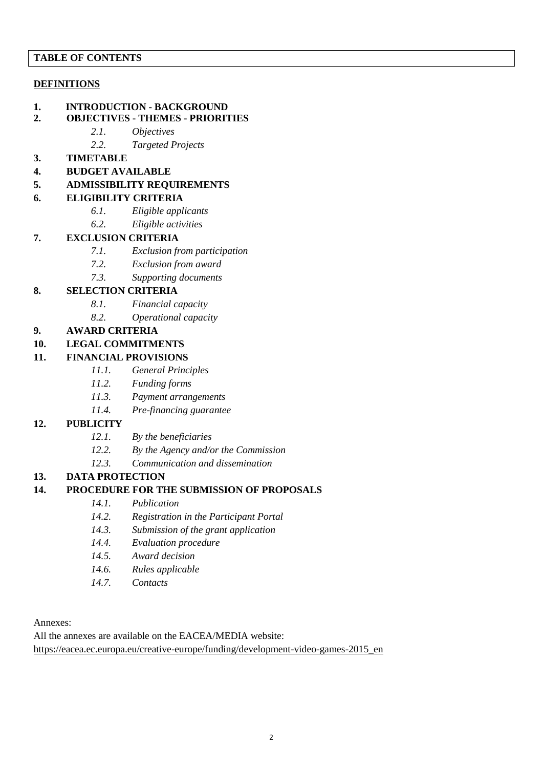**TABLE OF CONTENTS**

**DEFINITIONS**

**1. INTRODUCTION - BACKGROUND**

**2. OBJECTIVES - THEMES - PRIORITIES**

- *2.1. Objectives*
- *2.2. Targeted Projects*

**3. TIMETABLE**

**4. BUDGET AVAILABLE**

**5. ADMISSIBILITY REQUIREMENTS**

**6. ELIGIBILITY CRITERIA**

- *6.1. Eligible applicants*
- *6.2. Eligible activities*

**7. EXCLUSION CRITERIA**

- *7.1. Exclusion from participation*
- *7.2. Exclusion from award*
- *7.3. Supporting documents*

**8. SELECTION CRITERIA**

- *8.1. Financial capacity*
- *8.2. Operational capacity*

**9. AWARD CRITERIA**

**10. LEGAL COMMITMENTS**

**11. FINANCIAL PROVISIONS**

- *11.1. General Principles*
- *11.2. Funding forms*
- *11.3. Payment arrangements*
- *11.4. Pre-financing guarantee*

**12. PUBLICITY**

- *12.1. By the beneficiaries*
- *12.2. By the Agency and/or the Commission*
- *12.3. Communication and dissemination*

**13. DATA PROTECTION**

**14. PROCEDURE FOR THE SUBMISSION OF PROPOSALS**

- *14.1. Publication*
- *14.2. Registration in the Participant Portal*
- *14.3. Submission of the grant application*
- *14.4. Evaluation procedure*
- *14.5. Award decision*
- *14.6. Rules applicable*
- *14.7. Contacts*

Annexes:

All the annexes are available on the EACEA/MEDIA website:
https://eacea.ec.europa.eu/creative-europe/funding/development-video-games-2015_en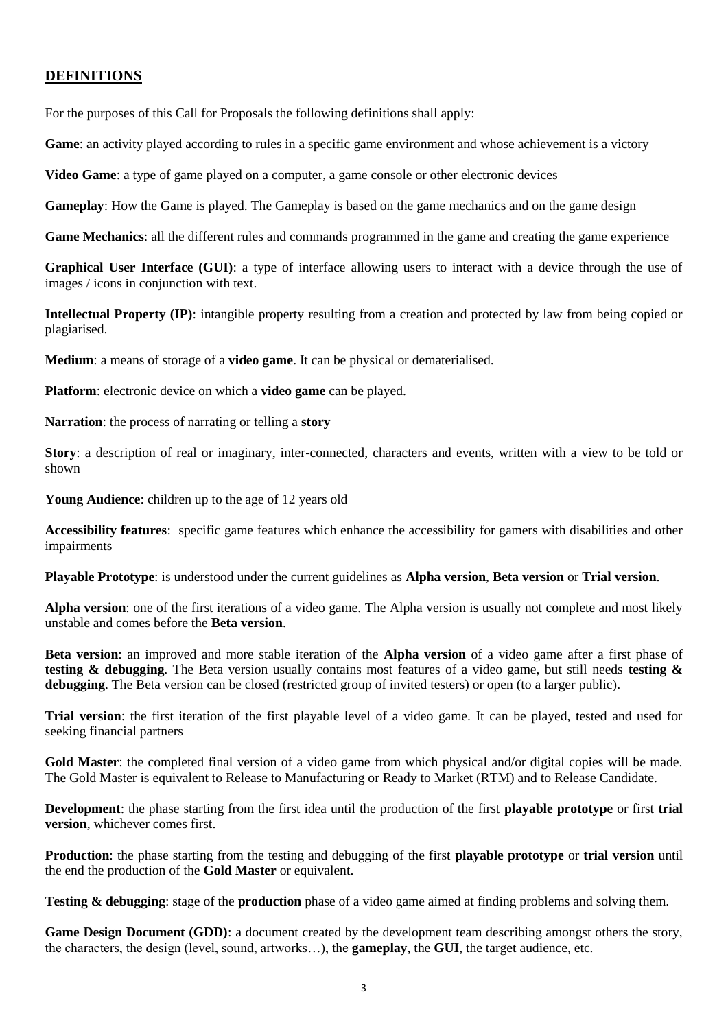## DEFINITIONS

For the purposes of this Call for Proposals the following definitions shall apply:

**Game**: an activity played according to rules in a specific game environment and whose achievement is a victory

**Video Game**: a type of game played on a computer, a game console or other electronic devices

**Gameplay**: How the Game is played. The Gameplay is based on the game mechanics and on the game design

**Game Mechanics**: all the different rules and commands programmed in the game and creating the game experience

**Graphical User Interface (GUI)**: a type of interface allowing users to interact with a device through the use of images / icons in conjunction with text.

**Intellectual Property (IP)**: intangible property resulting from a creation and protected by law from being copied or plagiarised.

**Medium**: a means of storage of a **video game**. It can be physical or dematerialised.

**Platform**: electronic device on which a **video game** can be played.

**Narration**: the process of narrating or telling a **story**

**Story**: a description of real or imaginary, inter-connected, characters and events, written with a view to be told or shown

**Young Audience**: children up to the age of 12 years old

**Accessibility features**: specific game features which enhance the accessibility for gamers with disabilities and other impairments

**Playable Prototype**: is understood under the current guidelines as **Alpha version**, **Beta version** or **Trial version**.

**Alpha version**: one of the first iterations of a video game. The Alpha version is usually not complete and most likely unstable and comes before the **Beta version**.

**Beta version**: an improved and more stable iteration of the **Alpha version** of a video game after a first phase of **testing & debugging**. The Beta version usually contains most features of a video game, but still needs **testing & debugging**. The Beta version can be closed (restricted group of invited testers) or open (to a larger public).

**Trial version**: the first iteration of the first playable level of a video game. It can be played, tested and used for seeking financial partners

**Gold Master**: the completed final version of a video game from which physical and/or digital copies will be made. The Gold Master is equivalent to Release to Manufacturing or Ready to Market (RTM) and to Release Candidate.

**Development**: the phase starting from the first idea until the production of the first **playable prototype** or first **trial version**, whichever comes first.

**Production**: the phase starting from the testing and debugging of the first **playable prototype** or **trial version** until the end the production of the **Gold Master** or equivalent.

**Testing & debugging**: stage of the **production** phase of a video game aimed at finding problems and solving them.

**Game Design Document (GDD)**: a document created by the development team describing amongst others the story, the characters, the design (level, sound, artworks…), the **gameplay**, the **GUI**, the target audience, etc.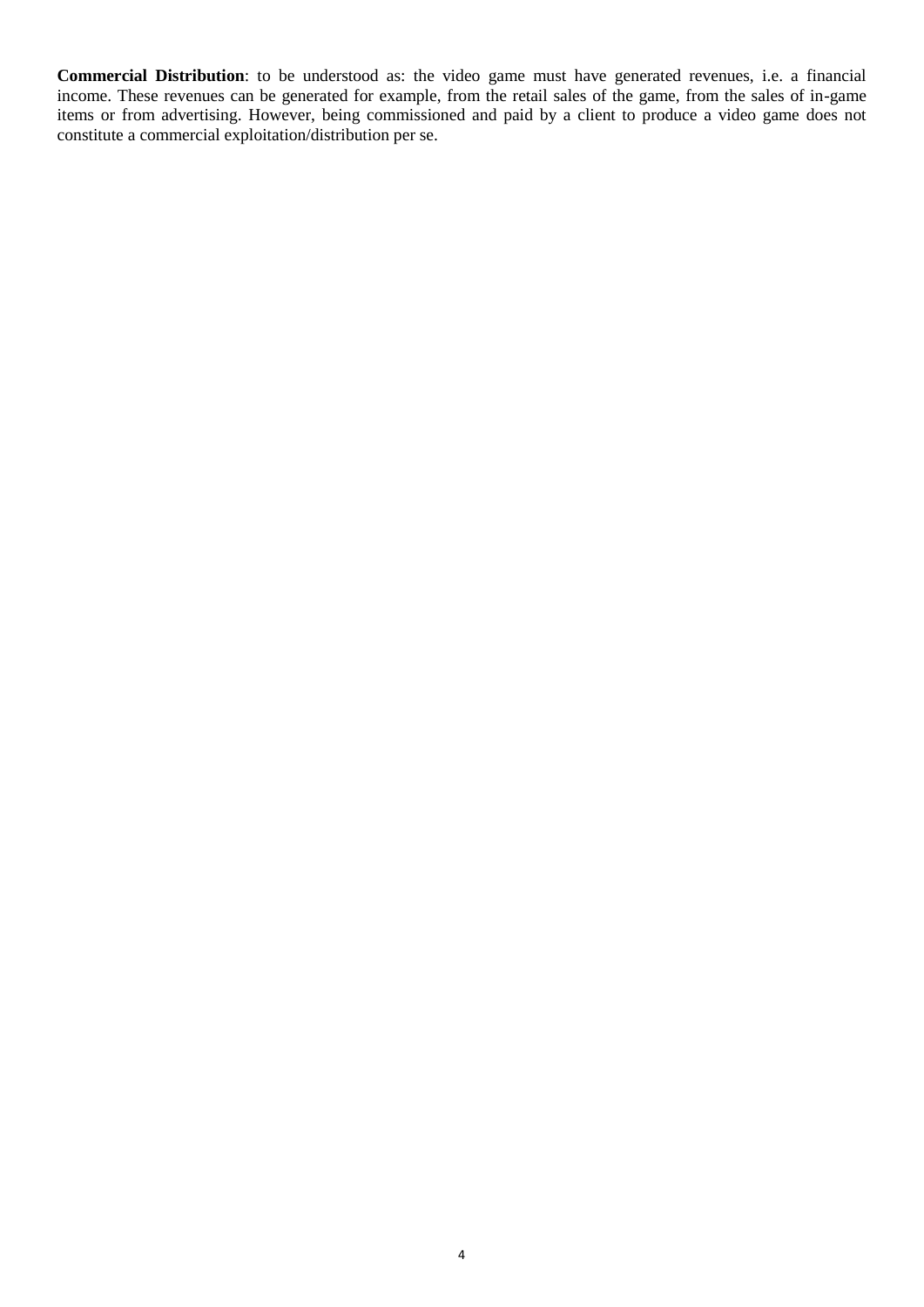**Commercial Distribution**: to be understood as: the video game must have generated revenues, i.e. a financial income. These revenues can be generated for example, from the retail sales of the game, from the sales of in-game items or from advertising. However, being commissioned and paid by a client to produce a video game does not constitute a commercial exploitation/distribution per se.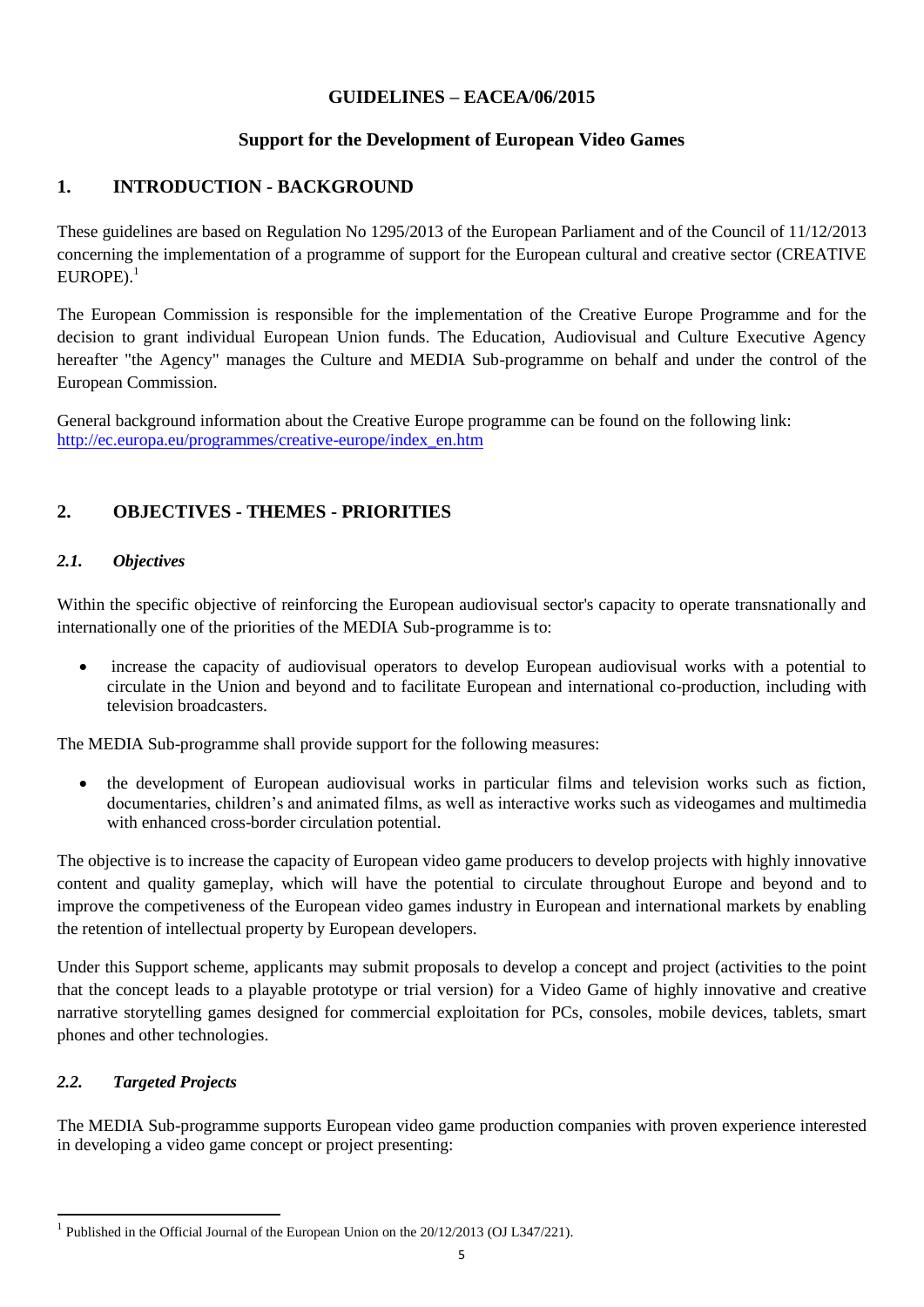**GUIDELINES – EACEA/06/2015**

**Support for the Development of European Video Games**

## 1. INTRODUCTION - BACKGROUND

These guidelines are based on Regulation No 1295/2013 of the European Parliament and of the Council of 11/12/2013 concerning the implementation of a programme of support for the European cultural and creative sector (CREATIVE EUROPE).[1]

The European Commission is responsible for the implementation of the Creative Europe Programme and for the decision to grant individual European Union funds. The Education, Audiovisual and Culture Executive Agency hereafter "the Agency" manages the Culture and MEDIA Sub-programme on behalf and under the control of the European Commission.

General background information about the Creative Europe programme can be found on the following link: http://ec.europa.eu/programmes/creative-europe/index_en.htm

## 2. OBJECTIVES - THEMES - PRIORITIES

### *2.1. Objectives*

Within the specific objective of reinforcing the European audiovisual sector's capacity to operate transnationally and internationally one of the priorities of the MEDIA Sub-programme is to:

- increase the capacity of audiovisual operators to develop European audiovisual works with a potential to circulate in the Union and beyond and to facilitate European and international co-production, including with television broadcasters.

The MEDIA Sub-programme shall provide support for the following measures:

- the development of European audiovisual works in particular films and television works such as fiction, documentaries, children's and animated films, as well as interactive works such as videogames and multimedia with enhanced cross-border circulation potential.

The objective is to increase the capacity of European video game producers to develop projects with highly innovative content and quality gameplay, which will have the potential to circulate throughout Europe and beyond and to improve the competiveness of the European video games industry in European and international markets by enabling the retention of intellectual property by European developers.

Under this Support scheme, applicants may submit proposals to develop a concept and project (activities to the point that the concept leads to a playable prototype or trial version) for a Video Game of highly innovative and creative narrative storytelling games designed for commercial exploitation for PCs, consoles, mobile devices, tablets, smart phones and other technologies.

### *2.2. Targeted Projects*

The MEDIA Sub-programme supports European video game production companies with proven experience interested in developing a video game concept or project presenting:

[1] Published in the Official Journal of the European Union on the 20/12/2013 (OJ L347/221).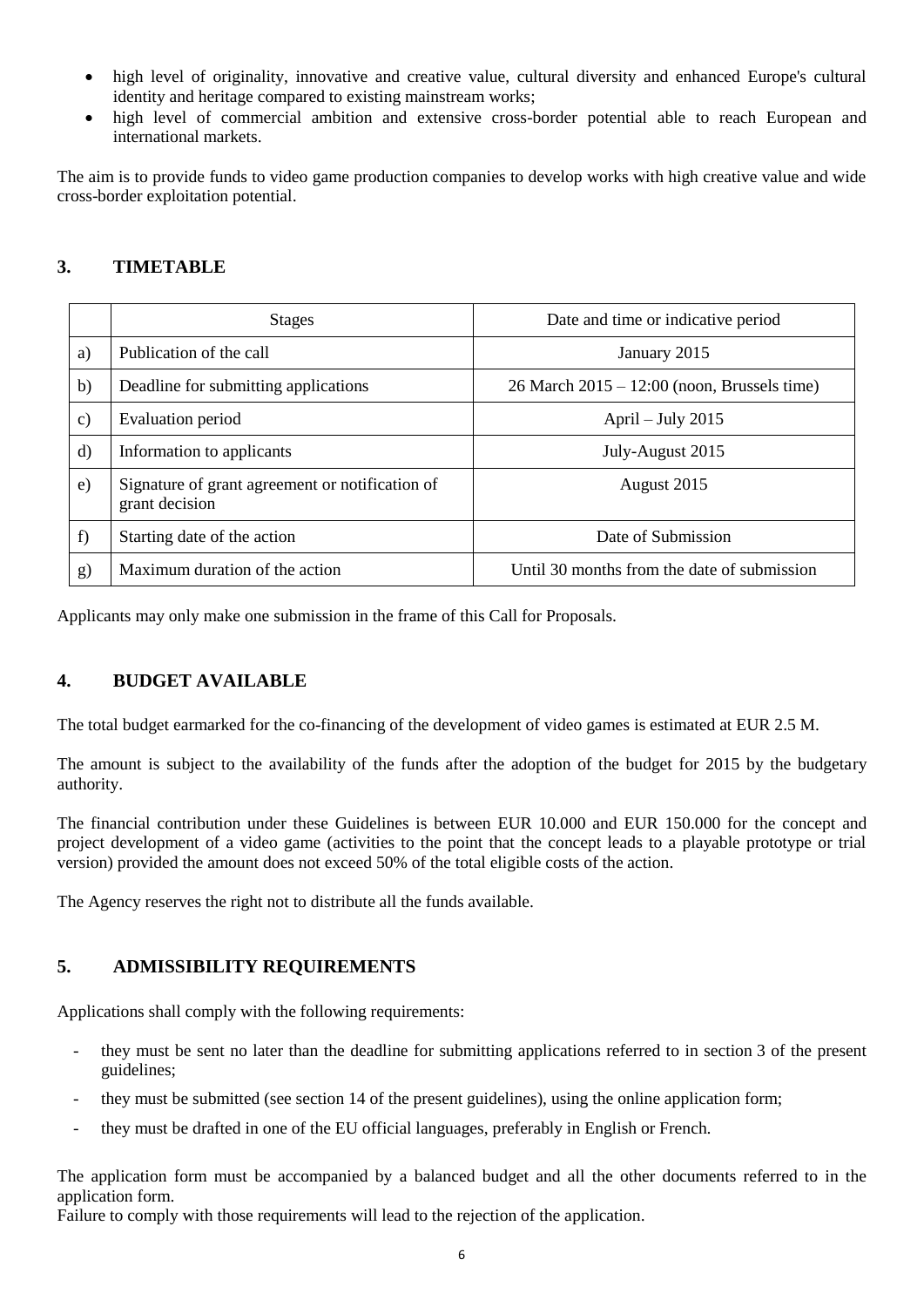- high level of originality, innovative and creative value, cultural diversity and enhanced Europe's cultural identity and heritage compared to existing mainstream works;
- high level of commercial ambition and extensive cross-border potential able to reach European and international markets.

The aim is to provide funds to video game production companies to develop works with high creative value and wide cross-border exploitation potential.

## 3. TIMETABLE

| | Stages | Date and time or indicative period |
|---|---|---|
| a) | Publication of the call | January 2015 |
| b) | Deadline for submitting applications | 26 March 2015 – 12:00 (noon, Brussels time) |
| c) | Evaluation period | April – July 2015 |
| d) | Information to applicants | July-August 2015 |
| e) | Signature of grant agreement or notification of grant decision | August 2015 |
| f) | Starting date of the action | Date of Submission |
| g) | Maximum duration of the action | Until 30 months from the date of submission |

Applicants may only make one submission in the frame of this Call for Proposals.

## 4. BUDGET AVAILABLE

The total budget earmarked for the co-financing of the development of video games is estimated at EUR 2.5 M.

The amount is subject to the availability of the funds after the adoption of the budget for 2015 by the budgetary authority.

The financial contribution under these Guidelines is between EUR 10.000 and EUR 150.000 for the concept and project development of a video game (activities to the point that the concept leads to a playable prototype or trial version) provided the amount does not exceed 50% of the total eligible costs of the action.

The Agency reserves the right not to distribute all the funds available.

## 5. ADMISSIBILITY REQUIREMENTS

Applications shall comply with the following requirements:

- they must be sent no later than the deadline for submitting applications referred to in section 3 of the present guidelines;
- they must be submitted (see section 14 of the present guidelines), using the online application form;
- they must be drafted in one of the EU official languages, preferably in English or French.

The application form must be accompanied by a balanced budget and all the other documents referred to in the application form.
Failure to comply with those requirements will lead to the rejection of the application.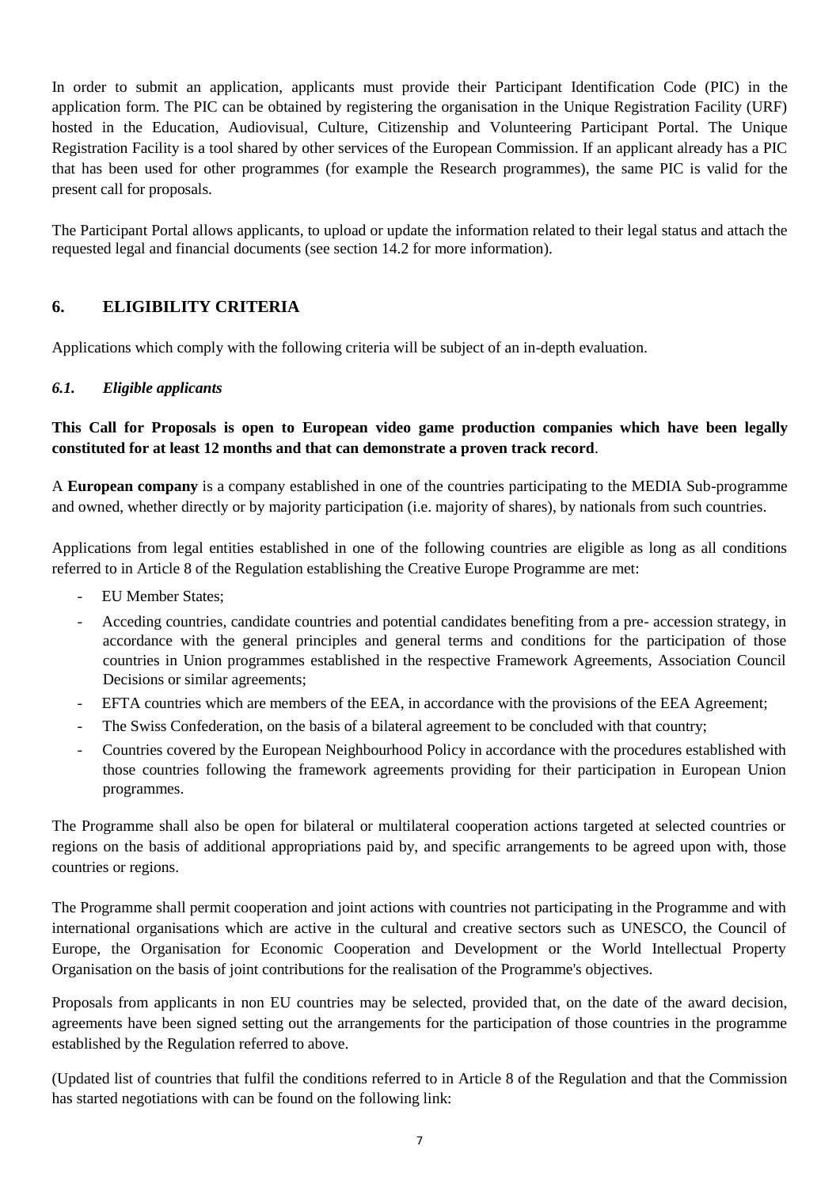In order to submit an application, applicants must provide their Participant Identification Code (PIC) in the application form. The PIC can be obtained by registering the organisation in the Unique Registration Facility (URF) hosted in the Education, Audiovisual, Culture, Citizenship and Volunteering Participant Portal. The Unique Registration Facility is a tool shared by other services of the European Commission. If an applicant already has a PIC that has been used for other programmes (for example the Research programmes), the same PIC is valid for the present call for proposals.

The Participant Portal allows applicants, to upload or update the information related to their legal status and attach the requested legal and financial documents (see section 14.2 for more information).

## 6. ELIGIBILITY CRITERIA

Applications which comply with the following criteria will be subject of an in-depth evaluation.

### *6.1. Eligible applicants*

**This Call for Proposals is open to European video game production companies which have been legally constituted for at least 12 months and that can demonstrate a proven track record**.

A **European company** is a company established in one of the countries participating to the MEDIA Sub-programme and owned, whether directly or by majority participation (i.e. majority of shares), by nationals from such countries.

Applications from legal entities established in one of the following countries are eligible as long as all conditions referred to in Article 8 of the Regulation establishing the Creative Europe Programme are met:

- EU Member States;
- Acceding countries, candidate countries and potential candidates benefiting from a pre- accession strategy, in accordance with the general principles and general terms and conditions for the participation of those countries in Union programmes established in the respective Framework Agreements, Association Council Decisions or similar agreements;
- EFTA countries which are members of the EEA, in accordance with the provisions of the EEA Agreement;
- The Swiss Confederation, on the basis of a bilateral agreement to be concluded with that country;
- Countries covered by the European Neighbourhood Policy in accordance with the procedures established with those countries following the framework agreements providing for their participation in European Union programmes.

The Programme shall also be open for bilateral or multilateral cooperation actions targeted at selected countries or regions on the basis of additional appropriations paid by, and specific arrangements to be agreed upon with, those countries or regions.

The Programme shall permit cooperation and joint actions with countries not participating in the Programme and with international organisations which are active in the cultural and creative sectors such as UNESCO, the Council of Europe, the Organisation for Economic Cooperation and Development or the World Intellectual Property Organisation on the basis of joint contributions for the realisation of the Programme's objectives.

Proposals from applicants in non EU countries may be selected, provided that, on the date of the award decision, agreements have been signed setting out the arrangements for the participation of those countries in the programme established by the Regulation referred to above.

(Updated list of countries that fulfil the conditions referred to in Article 8 of the Regulation and that the Commission has started negotiations with can be found on the following link: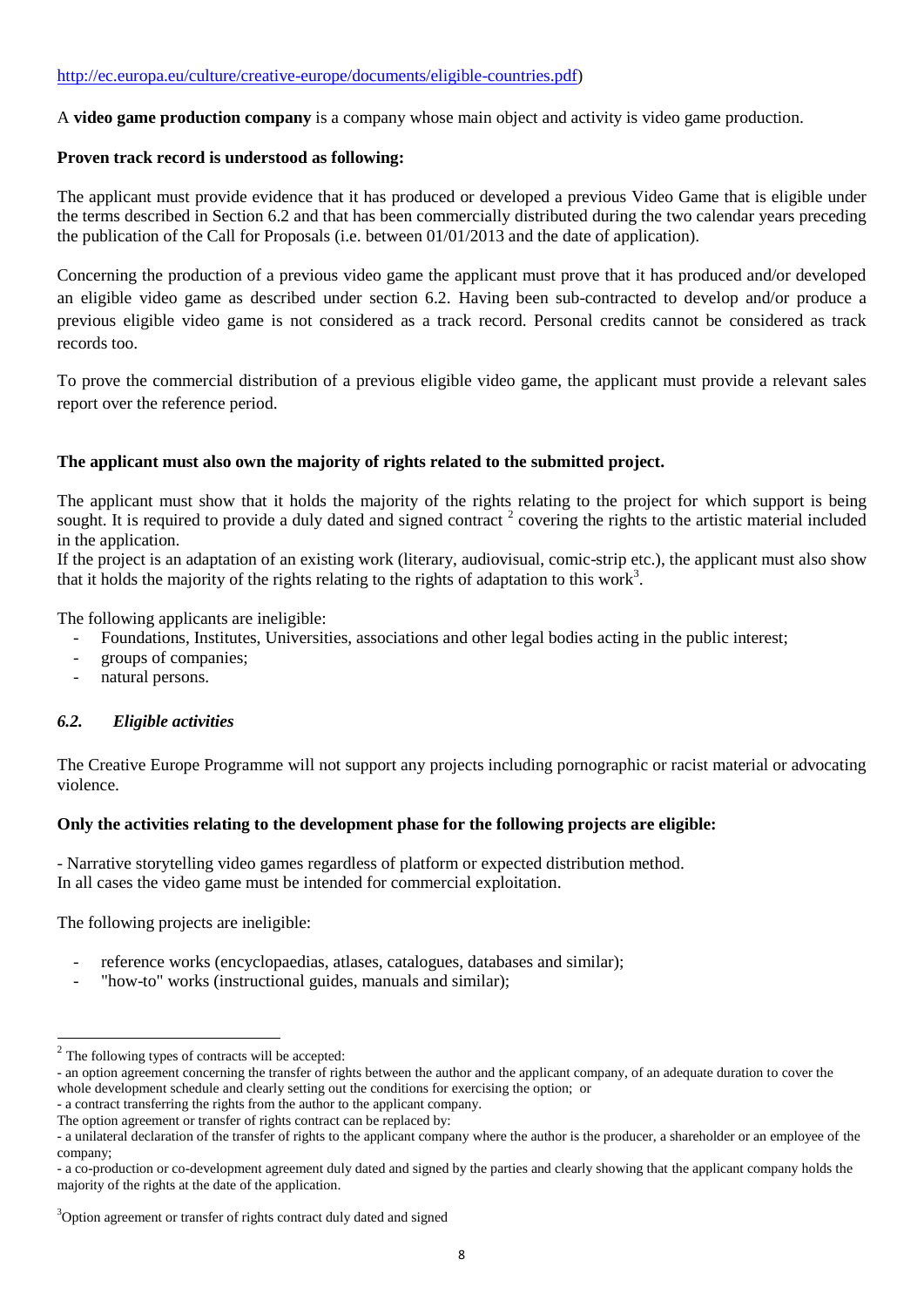http://ec.europa.eu/culture/creative-europe/documents/eligible-countries.pdf)

A **video game production company** is a company whose main object and activity is video game production.

**Proven track record is understood as following:**

The applicant must provide evidence that it has produced or developed a previous Video Game that is eligible under the terms described in Section 6.2 and that has been commercially distributed during the two calendar years preceding the publication of the Call for Proposals (i.e. between 01/01/2013 and the date of application).

Concerning the production of a previous video game the applicant must prove that it has produced and/or developed an eligible video game as described under section 6.2. Having been sub-contracted to develop and/or produce a previous eligible video game is not considered as a track record. Personal credits cannot be considered as track records too.

To prove the commercial distribution of a previous eligible video game, the applicant must provide a relevant sales report over the reference period.

**The applicant must also own the majority of rights related to the submitted project.**

The applicant must show that it holds the majority of the rights relating to the project for which support is being sought. It is required to provide a duly dated and signed contract [2] covering the rights to the artistic material included in the application.
If the project is an adaptation of an existing work (literary, audiovisual, comic-strip etc.), the applicant must also show that it holds the majority of the rights relating to the rights of adaptation to this work[3].

The following applicants are ineligible:

- Foundations, Institutes, Universities, associations and other legal bodies acting in the public interest;
- groups of companies;
- natural persons.

### *6.2. Eligible activities*

The Creative Europe Programme will not support any projects including pornographic or racist material or advocating violence.

**Only the activities relating to the development phase for the following projects are eligible:**

- Narrative storytelling video games regardless of platform or expected distribution method.
In all cases the video game must be intended for commercial exploitation.

The following projects are ineligible:

- reference works (encyclopaedias, atlases, catalogues, databases and similar);
- "how-to" works (instructional guides, manuals and similar);

---

[2] The following types of contracts will be accepted:
- an option agreement concerning the transfer of rights between the author and the applicant company, of an adequate duration to cover the whole development schedule and clearly setting out the conditions for exercising the option; or
- a contract transferring the rights from the author to the applicant company.
The option agreement or transfer of rights contract can be replaced by:
- a unilateral declaration of the transfer of rights to the applicant company where the author is the producer, a shareholder or an employee of the company;
- a co-production or co-development agreement duly dated and signed by the parties and clearly showing that the applicant company holds the majority of the rights at the date of the application.

[3] Option agreement or transfer of rights contract duly dated and signed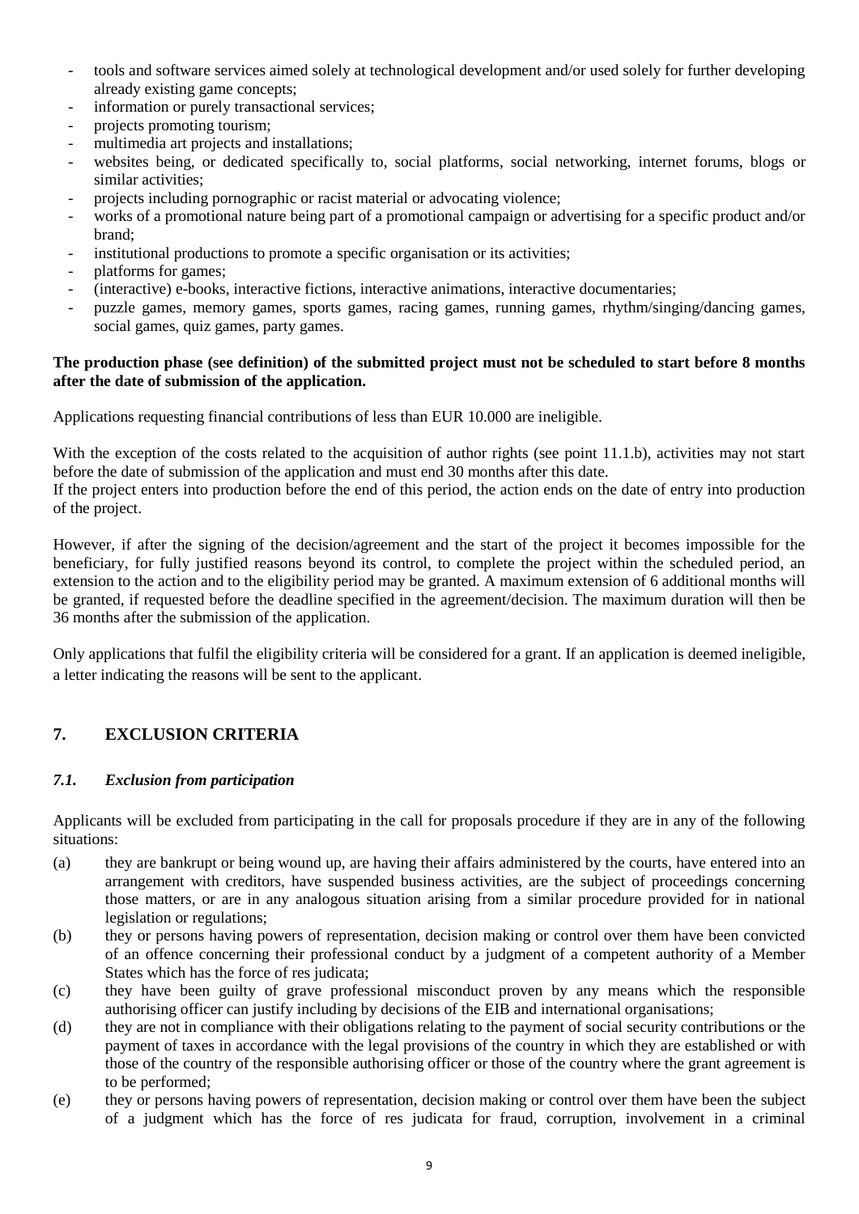- tools and software services aimed solely at technological development and/or used solely for further developing already existing game concepts;
- information or purely transactional services;
- projects promoting tourism;
- multimedia art projects and installations;
- websites being, or dedicated specifically to, social platforms, social networking, internet forums, blogs or similar activities;
- projects including pornographic or racist material or advocating violence;
- works of a promotional nature being part of a promotional campaign or advertising for a specific product and/or brand;
- institutional productions to promote a specific organisation or its activities;
- platforms for games;
- (interactive) e-books, interactive fictions, interactive animations, interactive documentaries;
- puzzle games, memory games, sports games, racing games, running games, rhythm/singing/dancing games, social games, quiz games, party games.

**The production phase (see definition) of the submitted project must not be scheduled to start before 8 months after the date of submission of the application.**

Applications requesting financial contributions of less than EUR 10.000 are ineligible.

With the exception of the costs related to the acquisition of author rights (see point 11.1.b), activities may not start before the date of submission of the application and must end 30 months after this date.
If the project enters into production before the end of this period, the action ends on the date of entry into production of the project.

However, if after the signing of the decision/agreement and the start of the project it becomes impossible for the beneficiary, for fully justified reasons beyond its control, to complete the project within the scheduled period, an extension to the action and to the eligibility period may be granted. A maximum extension of 6 additional months will be granted, if requested before the deadline specified in the agreement/decision. The maximum duration will then be 36 months after the submission of the application.

Only applications that fulfil the eligibility criteria will be considered for a grant. If an application is deemed ineligible, a letter indicating the reasons will be sent to the applicant.

## 7. EXCLUSION CRITERIA

### *7.1. Exclusion from participation*

Applicants will be excluded from participating in the call for proposals procedure if they are in any of the following situations:

(a) they are bankrupt or being wound up, are having their affairs administered by the courts, have entered into an arrangement with creditors, have suspended business activities, are the subject of proceedings concerning those matters, or are in any analogous situation arising from a similar procedure provided for in national legislation or regulations;

(b) they or persons having powers of representation, decision making or control over them have been convicted of an offence concerning their professional conduct by a judgment of a competent authority of a Member States which has the force of res judicata;

(c) they have been guilty of grave professional misconduct proven by any means which the responsible authorising officer can justify including by decisions of the EIB and international organisations;

(d) they are not in compliance with their obligations relating to the payment of social security contributions or the payment of taxes in accordance with the legal provisions of the country in which they are established or with those of the country of the responsible authorising officer or those of the country where the grant agreement is to be performed;

(e) they or persons having powers of representation, decision making or control over them have been the subject of a judgment which has the force of res judicata for fraud, corruption, involvement in a criminal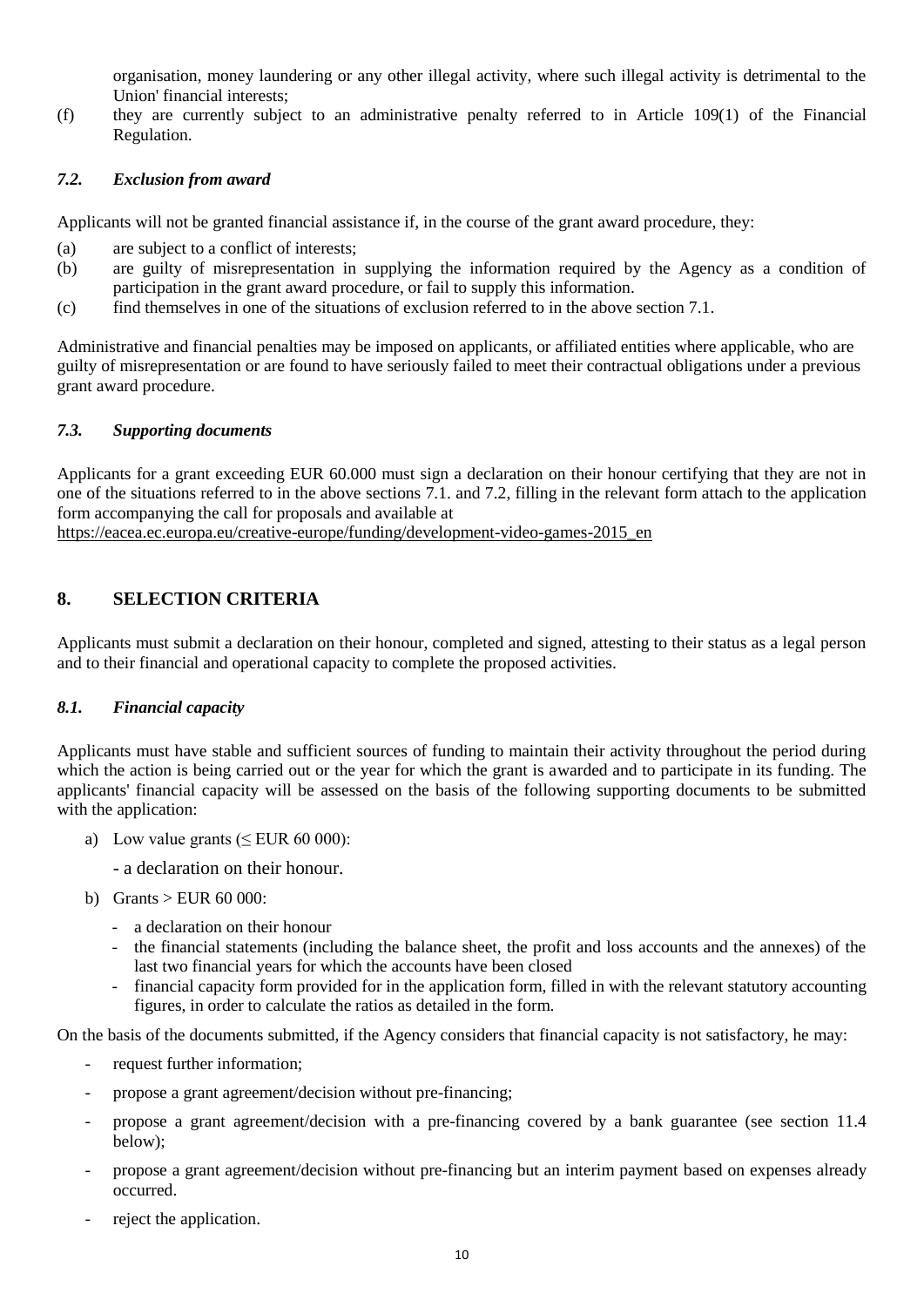organisation, money laundering or any other illegal activity, where such illegal activity is detrimental to the Union' financial interests;

(f) they are currently subject to an administrative penalty referred to in Article 109(1) of the Financial Regulation.

### *7.2. Exclusion from award*

Applicants will not be granted financial assistance if, in the course of the grant award procedure, they:

(a) are subject to a conflict of interests;

(b) are guilty of misrepresentation in supplying the information required by the Agency as a condition of participation in the grant award procedure, or fail to supply this information.

(c) find themselves in one of the situations of exclusion referred to in the above section 7.1.

Administrative and financial penalties may be imposed on applicants, or affiliated entities where applicable, who are guilty of misrepresentation or are found to have seriously failed to meet their contractual obligations under a previous grant award procedure.

### *7.3. Supporting documents*

Applicants for a grant exceeding EUR 60.000 must sign a declaration on their honour certifying that they are not in one of the situations referred to in the above sections 7.1. and 7.2, filling in the relevant form attach to the application form accompanying the call for proposals and available at https://eacea.ec.europa.eu/creative-europe/funding/development-video-games-2015_en

## 8. SELECTION CRITERIA

Applicants must submit a declaration on their honour, completed and signed, attesting to their status as a legal person and to their financial and operational capacity to complete the proposed activities.

### *8.1. Financial capacity*

Applicants must have stable and sufficient sources of funding to maintain their activity throughout the period during which the action is being carried out or the year for which the grant is awarded and to participate in its funding. The applicants' financial capacity will be assessed on the basis of the following supporting documents to be submitted with the application:

a) Low value grants (≤ EUR 60 000):

   - a declaration on their honour.

b) Grants > EUR 60 000:

   - a declaration on their honour
   - the financial statements (including the balance sheet, the profit and loss accounts and the annexes) of the last two financial years for which the accounts have been closed
   - financial capacity form provided for in the application form, filled in with the relevant statutory accounting figures, in order to calculate the ratios as detailed in the form.

On the basis of the documents submitted, if the Agency considers that financial capacity is not satisfactory, he may:

- request further information;
- propose a grant agreement/decision without pre-financing;
- propose a grant agreement/decision with a pre-financing covered by a bank guarantee (see section 11.4 below);
- propose a grant agreement/decision without pre-financing but an interim payment based on expenses already occurred.
- reject the application.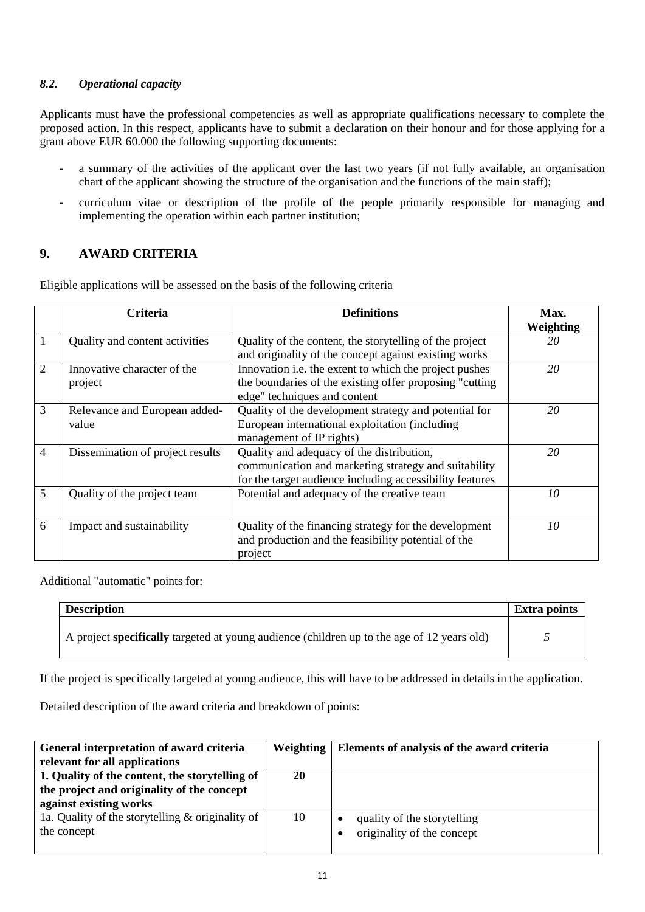### *8.2. Operational capacity*

Applicants must have the professional competencies as well as appropriate qualifications necessary to complete the proposed action. In this respect, applicants have to submit a declaration on their honour and for those applying for a grant above EUR 60.000 the following supporting documents:

- a summary of the activities of the applicant over the last two years (if not fully available, an organisation chart of the applicant showing the structure of the organisation and the functions of the main staff);
- curriculum vitae or description of the profile of the people primarily responsible for managing and implementing the operation within each partner institution;

## 9. AWARD CRITERIA

Eligible applications will be assessed on the basis of the following criteria

| | Criteria | Definitions | Max. Weighting |
|---|---|---|---|
| 1 | Quality and content activities | Quality of the content, the storytelling of the project and originality of the concept against existing works | *20* |
| 2 | Innovative character of the project | Innovation i.e. the extent to which the project pushes the boundaries of the existing offer proposing "cutting edge" techniques and content | *20* |
| 3 | Relevance and European added-value | Quality of the development strategy and potential for European international exploitation (including management of IP rights) | *20* |
| 4 | Dissemination of project results | Quality and adequacy of the distribution, communication and marketing strategy and suitability for the target audience including accessibility features | *20* |
| 5 | Quality of the project team | Potential and adequacy of the creative team | *10* |
| 6 | Impact and sustainability | Quality of the financing strategy for the development and production and the feasibility potential of the project | *10* |

Additional "automatic" points for:

| Description | Extra points |
|---|---|
| A project **specifically** targeted at young audience (children up to the age of 12 years old) | *5* |

If the project is specifically targeted at young audience, this will have to be addressed in details in the application.

Detailed description of the award criteria and breakdown of points:

| General interpretation of award criteria relevant for all applications | Weighting | Elements of analysis of the award criteria |
|---|---|---|
| **1. Quality of the content, the storytelling of the project and originality of the concept against existing works** | **20** | |
| 1a. Quality of the storytelling & originality of the concept | 10 | • quality of the storytelling<br>• originality of the concept |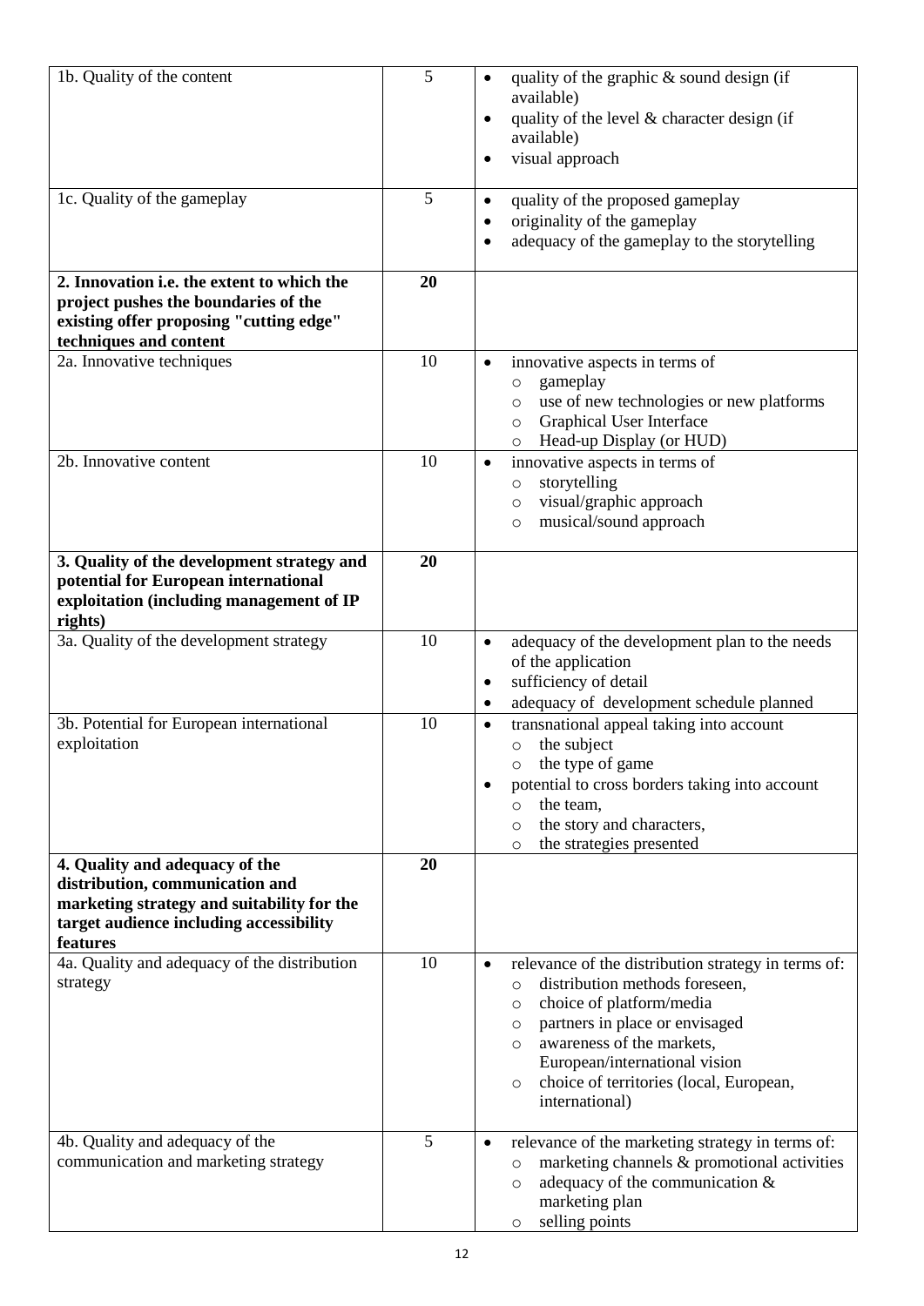| 1b. Quality of the content | 5 | • quality of the graphic & sound design (if available)<br>• quality of the level & character design (if available)<br>• visual approach |
|---|---|---|
| 1c. Quality of the gameplay | 5 | • quality of the proposed gameplay<br>• originality of the gameplay<br>• adequacy of the gameplay to the storytelling |
| **2. Innovation i.e. the extent to which the project pushes the boundaries of the existing offer proposing "cutting edge" techniques and content** | **20** | |
| 2a. Innovative techniques | 10 | • innovative aspects in terms of<br>  ○ gameplay<br>  ○ use of new technologies or new platforms<br>  ○ Graphical User Interface<br>  ○ Head-up Display (or HUD) |
| 2b. Innovative content | 10 | • innovative aspects in terms of<br>  ○ storytelling<br>  ○ visual/graphic approach<br>  ○ musical/sound approach |
| **3. Quality of the development strategy and potential for European international exploitation (including management of IP rights)** | **20** | |
| 3a. Quality of the development strategy | 10 | • adequacy of the development plan to the needs of the application<br>• sufficiency of detail<br>• adequacy of development schedule planned |
| 3b. Potential for European international exploitation | 10 | • transnational appeal taking into account<br>  ○ the subject<br>  ○ the type of game<br>• potential to cross borders taking into account<br>  ○ the team,<br>  ○ the story and characters,<br>  ○ the strategies presented |
| **4. Quality and adequacy of the distribution, communication and marketing strategy and suitability for the target audience including accessibility features** | **20** | |
| 4a. Quality and adequacy of the distribution strategy | 10 | • relevance of the distribution strategy in terms of:<br>  ○ distribution methods foreseen,<br>  ○ choice of platform/media<br>  ○ partners in place or envisaged<br>  ○ awareness of the markets, European/international vision<br>  ○ choice of territories (local, European, international) |
| 4b. Quality and adequacy of the communication and marketing strategy | 5 | • relevance of the marketing strategy in terms of:<br>  ○ marketing channels & promotional activities<br>  ○ adequacy of the communication & marketing plan<br>  ○ selling points |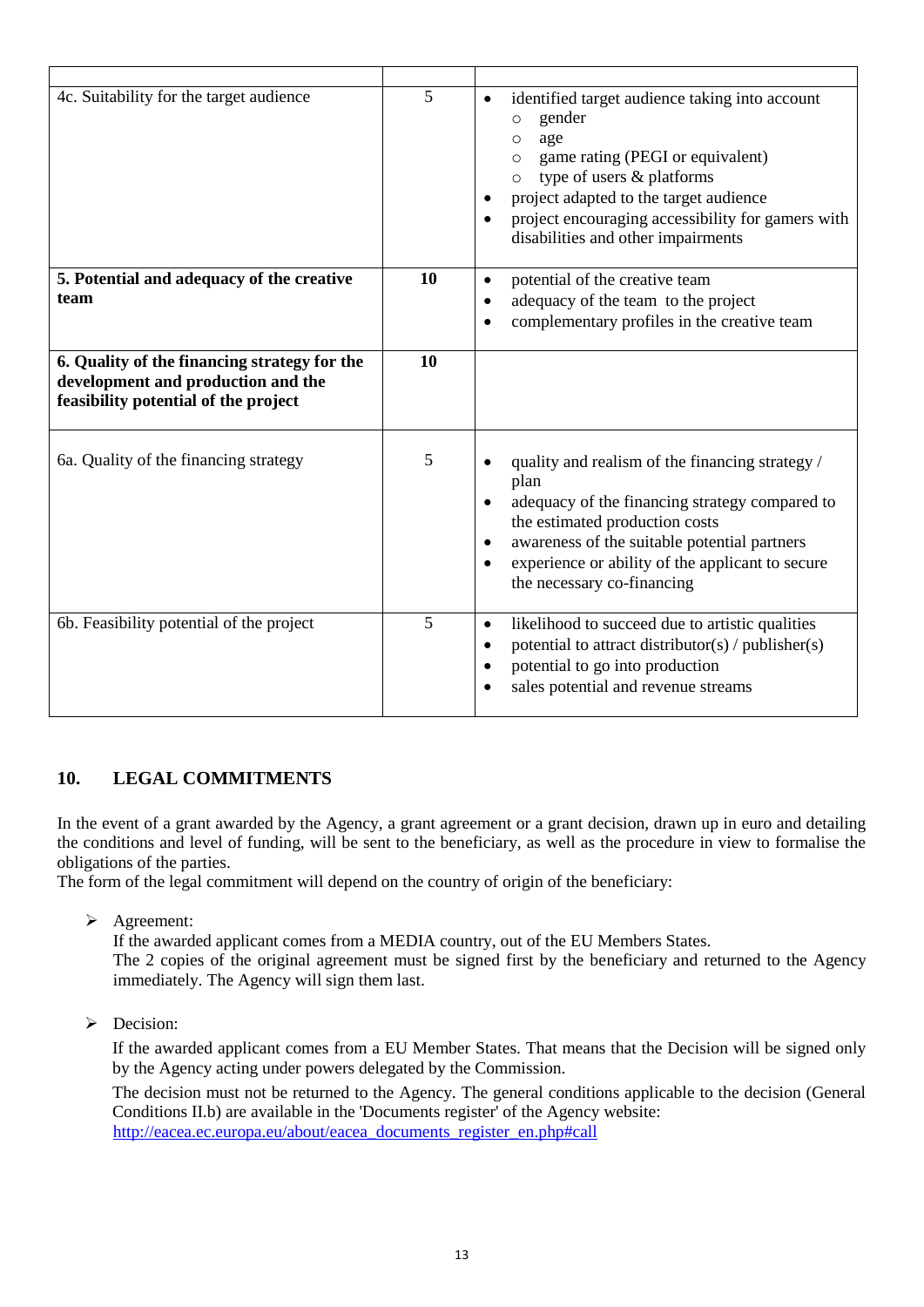| | | |
|---|---|---|
| 4c. Suitability for the target audience | 5 | • identified target audience taking into account<br>○ gender<br>○ age<br>○ game rating (PEGI or equivalent)<br>○ type of users & platforms<br>• project adapted to the target audience<br>• project encouraging accessibility for gamers with disabilities and other impairments |
| **5. Potential and adequacy of the creative team** | **10** | • potential of the creative team<br>• adequacy of the team to the project<br>• complementary profiles in the creative team |
| **6. Quality of the financing strategy for the development and production and the feasibility potential of the project** | **10** | |
| 6a. Quality of the financing strategy | 5 | • quality and realism of the financing strategy / plan<br>• adequacy of the financing strategy compared to the estimated production costs<br>• awareness of the suitable potential partners<br>• experience or ability of the applicant to secure the necessary co-financing |
| 6b. Feasibility potential of the project | 5 | • likelihood to succeed due to artistic qualities<br>• potential to attract distributor(s) / publisher(s)<br>• potential to go into production<br>• sales potential and revenue streams |

## 10. LEGAL COMMITMENTS

In the event of a grant awarded by the Agency, a grant agreement or a grant decision, drawn up in euro and detailing the conditions and level of funding, will be sent to the beneficiary, as well as the procedure in view to formalise the obligations of the parties.
The form of the legal commitment will depend on the country of origin of the beneficiary:

- Agreement:
  If the awarded applicant comes from a MEDIA country, out of the EU Members States.
  The 2 copies of the original agreement must be signed first by the beneficiary and returned to the Agency immediately. The Agency will sign them last.

- Decision:
  If the awarded applicant comes from a EU Member States. That means that the Decision will be signed only by the Agency acting under powers delegated by the Commission.

  The decision must not be returned to the Agency. The general conditions applicable to the decision (General Conditions II.b) are available in the 'Documents register' of the Agency website:
  http://eacea.ec.europa.eu/about/eacea_documents_register_en.php#call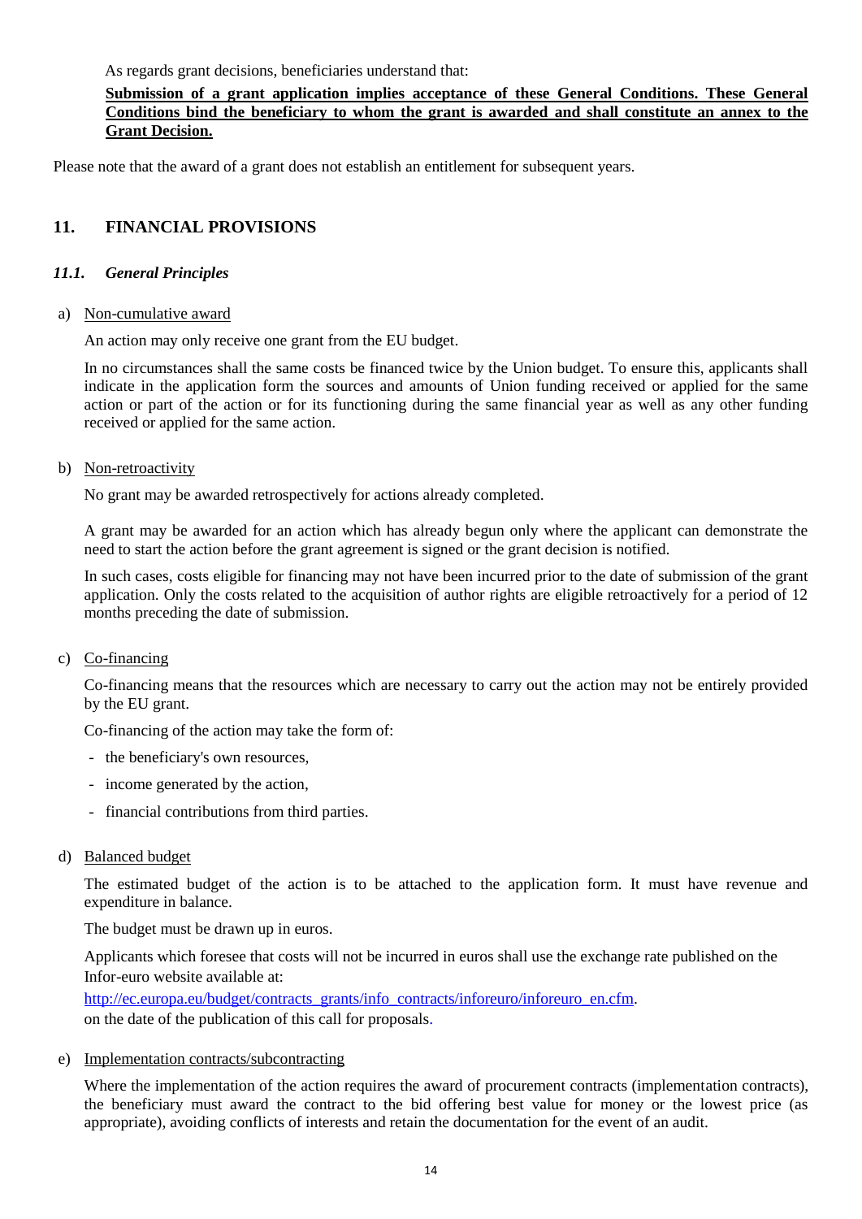As regards grant decisions, beneficiaries understand that:

**<u>Submission of a grant application implies acceptance of these General Conditions. These General Conditions bind the beneficiary to whom the grant is awarded and shall constitute an annex to the Grant Decision.</u>**

Please note that the award of a grant does not establish an entitlement for subsequent years.

## 11. FINANCIAL PROVISIONS

### *11.1. General Principles*

a) <u>Non-cumulative award</u>

An action may only receive one grant from the EU budget.

In no circumstances shall the same costs be financed twice by the Union budget. To ensure this, applicants shall indicate in the application form the sources and amounts of Union funding received or applied for the same action or part of the action or for its functioning during the same financial year as well as any other funding received or applied for the same action.

b) <u>Non-retroactivity</u>

No grant may be awarded retrospectively for actions already completed.

A grant may be awarded for an action which has already begun only where the applicant can demonstrate the need to start the action before the grant agreement is signed or the grant decision is notified.

In such cases, costs eligible for financing may not have been incurred prior to the date of submission of the grant application. Only the costs related to the acquisition of author rights are eligible retroactively for a period of 12 months preceding the date of submission.

c) <u>Co-financing</u>

Co-financing means that the resources which are necessary to carry out the action may not be entirely provided by the EU grant.

Co-financing of the action may take the form of:

- the beneficiary's own resources,
- income generated by the action,
- financial contributions from third parties.

d) <u>Balanced budget</u>

The estimated budget of the action is to be attached to the application form. It must have revenue and expenditure in balance.

The budget must be drawn up in euros.

Applicants which foresee that costs will not be incurred in euros shall use the exchange rate published on the Infor-euro website available at:
[http://ec.europa.eu/budget/contracts_grants/info_contracts/inforeuro/inforeuro_en.cfm](http://ec.europa.eu/budget/contracts_grants/info_contracts/inforeuro/inforeuro_en.cfm).
on the date of the publication of this call for proposals.

e) <u>Implementation contracts/subcontracting</u>

Where the implementation of the action requires the award of procurement contracts (implementation contracts), the beneficiary must award the contract to the bid offering best value for money or the lowest price (as appropriate), avoiding conflicts of interests and retain the documentation for the event of an audit.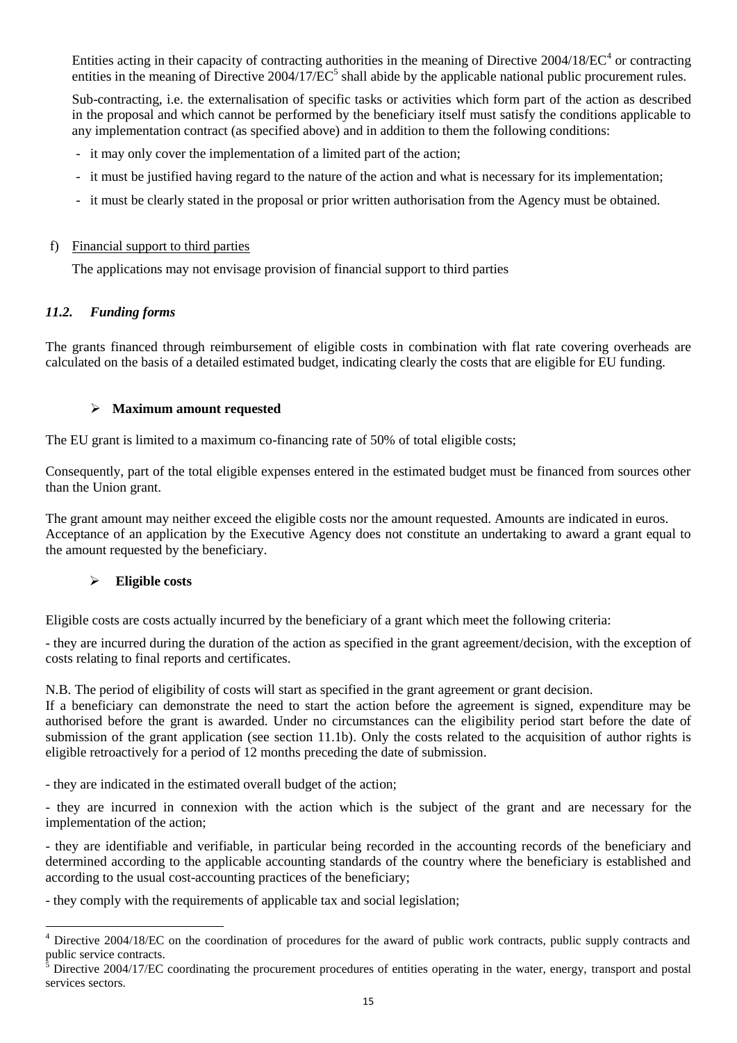Entities acting in their capacity of contracting authorities in the meaning of Directive 2004/18/EC[4] or contracting entities in the meaning of Directive 2004/17/EC[5] shall abide by the applicable national public procurement rules.

Sub-contracting, i.e. the externalisation of specific tasks or activities which form part of the action as described in the proposal and which cannot be performed by the beneficiary itself must satisfy the conditions applicable to any implementation contract (as specified above) and in addition to them the following conditions:

- it may only cover the implementation of a limited part of the action;
- it must be justified having regard to the nature of the action and what is necessary for its implementation;
- it must be clearly stated in the proposal or prior written authorisation from the Agency must be obtained.

f) Financial support to third parties

The applications may not envisage provision of financial support to third parties

### *11.2. Funding forms*

The grants financed through reimbursement of eligible costs in combination with flat rate covering overheads are calculated on the basis of a detailed estimated budget, indicating clearly the costs that are eligible for EU funding.

- **Maximum amount requested**

The EU grant is limited to a maximum co-financing rate of 50% of total eligible costs;

Consequently, part of the total eligible expenses entered in the estimated budget must be financed from sources other than the Union grant.

The grant amount may neither exceed the eligible costs nor the amount requested. Amounts are indicated in euros. Acceptance of an application by the Executive Agency does not constitute an undertaking to award a grant equal to the amount requested by the beneficiary.

- **Eligible costs**

Eligible costs are costs actually incurred by the beneficiary of a grant which meet the following criteria:

- they are incurred during the duration of the action as specified in the grant agreement/decision, with the exception of costs relating to final reports and certificates.

N.B. The period of eligibility of costs will start as specified in the grant agreement or grant decision.
If a beneficiary can demonstrate the need to start the action before the agreement is signed, expenditure may be authorised before the grant is awarded. Under no circumstances can the eligibility period start before the date of submission of the grant application (see section 11.1b). Only the costs related to the acquisition of author rights is eligible retroactively for a period of 12 months preceding the date of submission.

- they are indicated in the estimated overall budget of the action;

- they are incurred in connexion with the action which is the subject of the grant and are necessary for the implementation of the action;

- they are identifiable and verifiable, in particular being recorded in the accounting records of the beneficiary and determined according to the applicable accounting standards of the country where the beneficiary is established and according to the usual cost-accounting practices of the beneficiary;

- they comply with the requirements of applicable tax and social legislation;

---

[4] Directive 2004/18/EC on the coordination of procedures for the award of public work contracts, public supply contracts and public service contracts.

[5] Directive 2004/17/EC coordinating the procurement procedures of entities operating in the water, energy, transport and postal services sectors.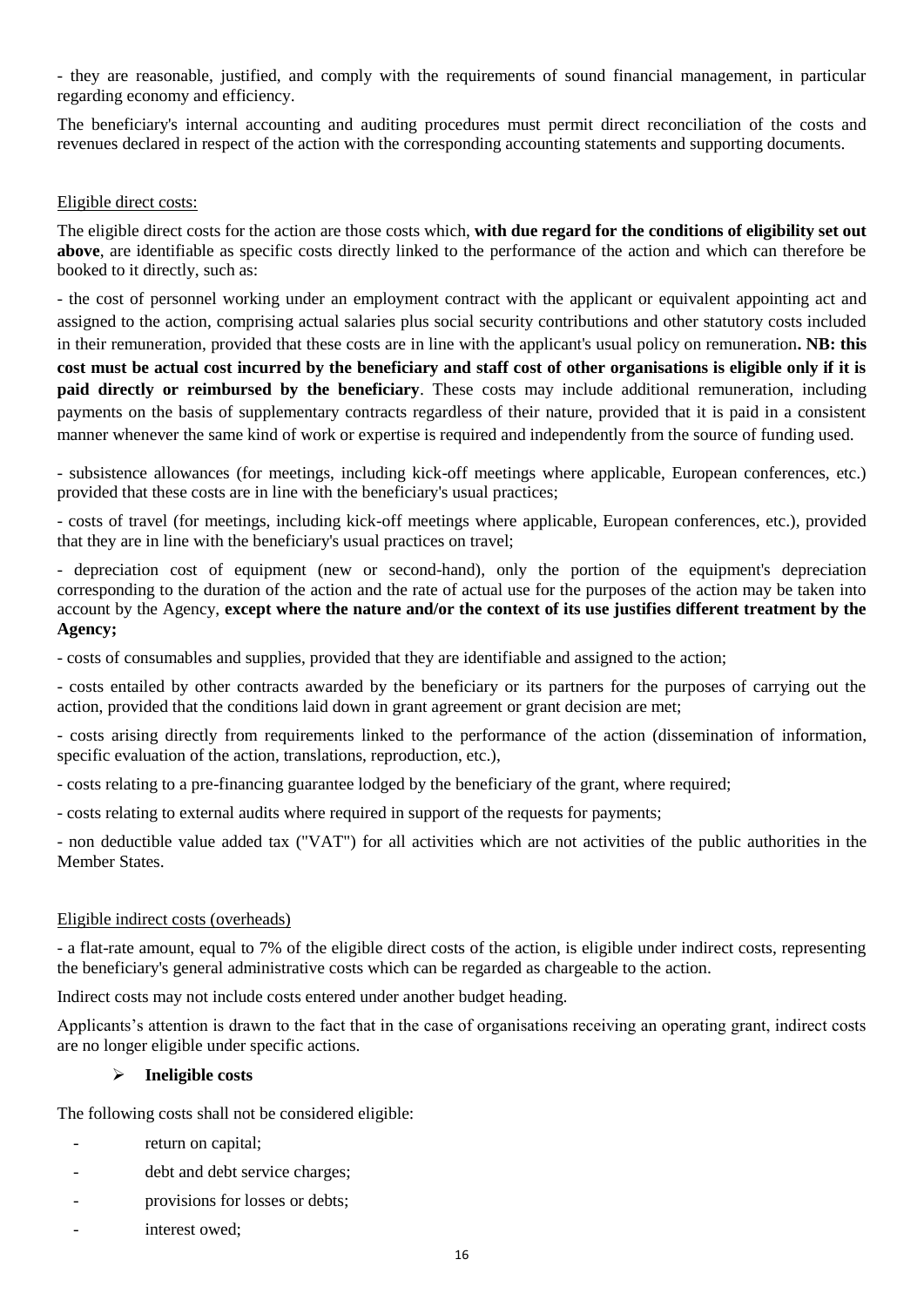- they are reasonable, justified, and comply with the requirements of sound financial management, in particular regarding economy and efficiency.

The beneficiary's internal accounting and auditing procedures must permit direct reconciliation of the costs and revenues declared in respect of the action with the corresponding accounting statements and supporting documents.

Eligible direct costs:

The eligible direct costs for the action are those costs which, **with due regard for the conditions of eligibility set out above**, are identifiable as specific costs directly linked to the performance of the action and which can therefore be booked to it directly, such as:

- the cost of personnel working under an employment contract with the applicant or equivalent appointing act and assigned to the action, comprising actual salaries plus social security contributions and other statutory costs included in their remuneration, provided that these costs are in line with the applicant's usual policy on remuneration**. NB: this cost must be actual cost incurred by the beneficiary and staff cost of other organisations is eligible only if it is paid directly or reimbursed by the beneficiary**. These costs may include additional remuneration, including payments on the basis of supplementary contracts regardless of their nature, provided that it is paid in a consistent manner whenever the same kind of work or expertise is required and independently from the source of funding used.

- subsistence allowances (for meetings, including kick-off meetings where applicable, European conferences, etc.) provided that these costs are in line with the beneficiary's usual practices;

- costs of travel (for meetings, including kick-off meetings where applicable, European conferences, etc.), provided that they are in line with the beneficiary's usual practices on travel;

- depreciation cost of equipment (new or second-hand), only the portion of the equipment's depreciation corresponding to the duration of the action and the rate of actual use for the purposes of the action may be taken into account by the Agency, **except where the nature and/or the context of its use justifies different treatment by the Agency;**

- costs of consumables and supplies, provided that they are identifiable and assigned to the action;

- costs entailed by other contracts awarded by the beneficiary or its partners for the purposes of carrying out the action, provided that the conditions laid down in grant agreement or grant decision are met;

- costs arising directly from requirements linked to the performance of the action (dissemination of information, specific evaluation of the action, translations, reproduction, etc.),

- costs relating to a pre-financing guarantee lodged by the beneficiary of the grant, where required;

- costs relating to external audits where required in support of the requests for payments;

- non deductible value added tax ("VAT") for all activities which are not activities of the public authorities in the Member States.

Eligible indirect costs (overheads)

- a flat-rate amount, equal to 7% of the eligible direct costs of the action, is eligible under indirect costs, representing the beneficiary's general administrative costs which can be regarded as chargeable to the action.

Indirect costs may not include costs entered under another budget heading.

Applicants's attention is drawn to the fact that in the case of organisations receiving an operating grant, indirect costs are no longer eligible under specific actions.

- **Ineligible costs**

The following costs shall not be considered eligible:

- return on capital;
- debt and debt service charges;
- provisions for losses or debts;
- interest owed;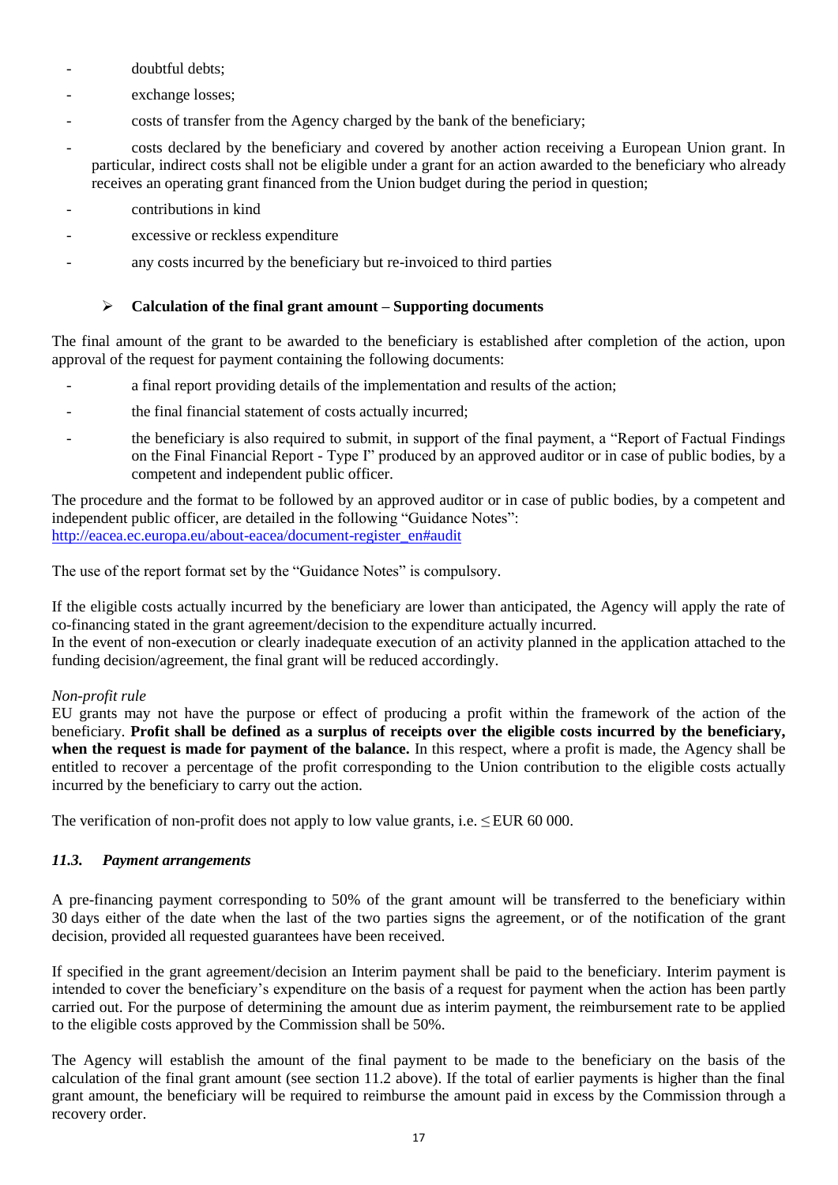- doubtful debts;
- exchange losses;
- costs of transfer from the Agency charged by the bank of the beneficiary;
- costs declared by the beneficiary and covered by another action receiving a European Union grant. In particular, indirect costs shall not be eligible under a grant for an action awarded to the beneficiary who already receives an operating grant financed from the Union budget during the period in question;
- contributions in kind
- excessive or reckless expenditure
- any costs incurred by the beneficiary but re-invoiced to third parties

- **Calculation of the final grant amount – Supporting documents**

The final amount of the grant to be awarded to the beneficiary is established after completion of the action, upon approval of the request for payment containing the following documents:

- a final report providing details of the implementation and results of the action;
- the final financial statement of costs actually incurred;
- the beneficiary is also required to submit, in support of the final payment, a "Report of Factual Findings on the Final Financial Report - Type I" produced by an approved auditor or in case of public bodies, by a competent and independent public officer.

The procedure and the format to be followed by an approved auditor or in case of public bodies, by a competent and independent public officer, are detailed in the following "Guidance Notes":
http://eacea.ec.europa.eu/about-eacea/document-register_en#audit

The use of the report format set by the "Guidance Notes" is compulsory.

If the eligible costs actually incurred by the beneficiary are lower than anticipated, the Agency will apply the rate of co-financing stated in the grant agreement/decision to the expenditure actually incurred.
In the event of non-execution or clearly inadequate execution of an activity planned in the application attached to the funding decision/agreement, the final grant will be reduced accordingly.

*Non-profit rule*
EU grants may not have the purpose or effect of producing a profit within the framework of the action of the beneficiary. **Profit shall be defined as a surplus of receipts over the eligible costs incurred by the beneficiary, when the request is made for payment of the balance.** In this respect, where a profit is made, the Agency shall be entitled to recover a percentage of the profit corresponding to the Union contribution to the eligible costs actually incurred by the beneficiary to carry out the action.

The verification of non-profit does not apply to low value grants, i.e. ≤ EUR 60 000.

### *11.3. Payment arrangements*

A pre-financing payment corresponding to 50% of the grant amount will be transferred to the beneficiary within 30 days either of the date when the last of the two parties signs the agreement, or of the notification of the grant decision, provided all requested guarantees have been received.

If specified in the grant agreement/decision an Interim payment shall be paid to the beneficiary. Interim payment is intended to cover the beneficiary's expenditure on the basis of a request for payment when the action has been partly carried out. For the purpose of determining the amount due as interim payment, the reimbursement rate to be applied to the eligible costs approved by the Commission shall be 50%.

The Agency will establish the amount of the final payment to be made to the beneficiary on the basis of the calculation of the final grant amount (see section 11.2 above). If the total of earlier payments is higher than the final grant amount, the beneficiary will be required to reimburse the amount paid in excess by the Commission through a recovery order.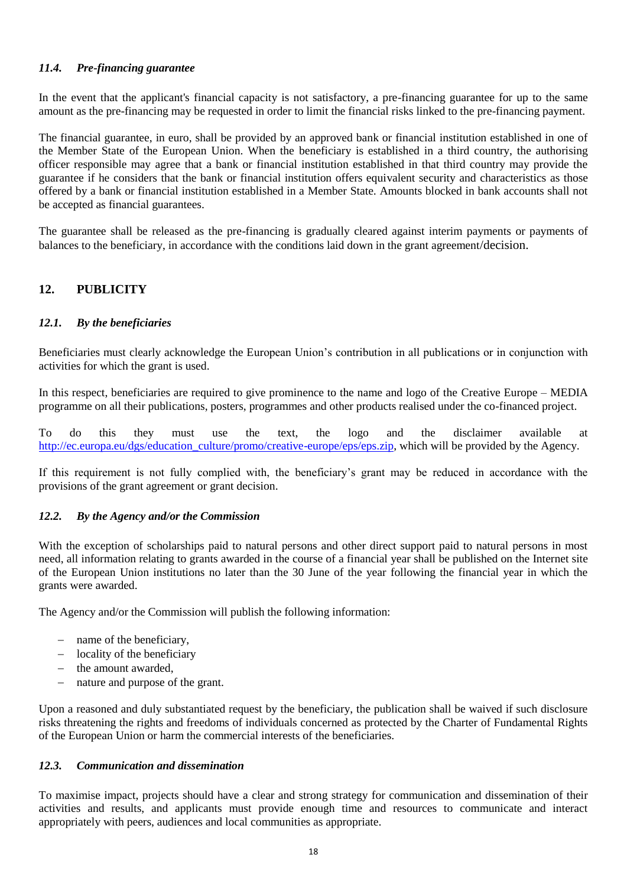### *11.4. Pre-financing guarantee*

In the event that the applicant's financial capacity is not satisfactory, a pre-financing guarantee for up to the same amount as the pre-financing may be requested in order to limit the financial risks linked to the pre-financing payment.

The financial guarantee, in euro, shall be provided by an approved bank or financial institution established in one of the Member State of the European Union. When the beneficiary is established in a third country, the authorising officer responsible may agree that a bank or financial institution established in that third country may provide the guarantee if he considers that the bank or financial institution offers equivalent security and characteristics as those offered by a bank or financial institution established in a Member State. Amounts blocked in bank accounts shall not be accepted as financial guarantees.

The guarantee shall be released as the pre-financing is gradually cleared against interim payments or payments of balances to the beneficiary, in accordance with the conditions laid down in the grant agreement/decision.

## 12. PUBLICITY

### *12.1. By the beneficiaries*

Beneficiaries must clearly acknowledge the European Union's contribution in all publications or in conjunction with activities for which the grant is used.

In this respect, beneficiaries are required to give prominence to the name and logo of the Creative Europe – MEDIA programme on all their publications, posters, programmes and other products realised under the co-financed project.

To do this they must use the text, the logo and the disclaimer available at http://ec.europa.eu/dgs/education_culture/promo/creative-europe/eps/eps.zip, which will be provided by the Agency.

If this requirement is not fully complied with, the beneficiary's grant may be reduced in accordance with the provisions of the grant agreement or grant decision.

### *12.2. By the Agency and/or the Commission*

With the exception of scholarships paid to natural persons and other direct support paid to natural persons in most need, all information relating to grants awarded in the course of a financial year shall be published on the Internet site of the European Union institutions no later than the 30 June of the year following the financial year in which the grants were awarded.

The Agency and/or the Commission will publish the following information:

- name of the beneficiary,
- locality of the beneficiary
- the amount awarded,
- nature and purpose of the grant.

Upon a reasoned and duly substantiated request by the beneficiary, the publication shall be waived if such disclosure risks threatening the rights and freedoms of individuals concerned as protected by the Charter of Fundamental Rights of the European Union or harm the commercial interests of the beneficiaries.

### *12.3. Communication and dissemination*

To maximise impact, projects should have a clear and strong strategy for communication and dissemination of their activities and results, and applicants must provide enough time and resources to communicate and interact appropriately with peers, audiences and local communities as appropriate.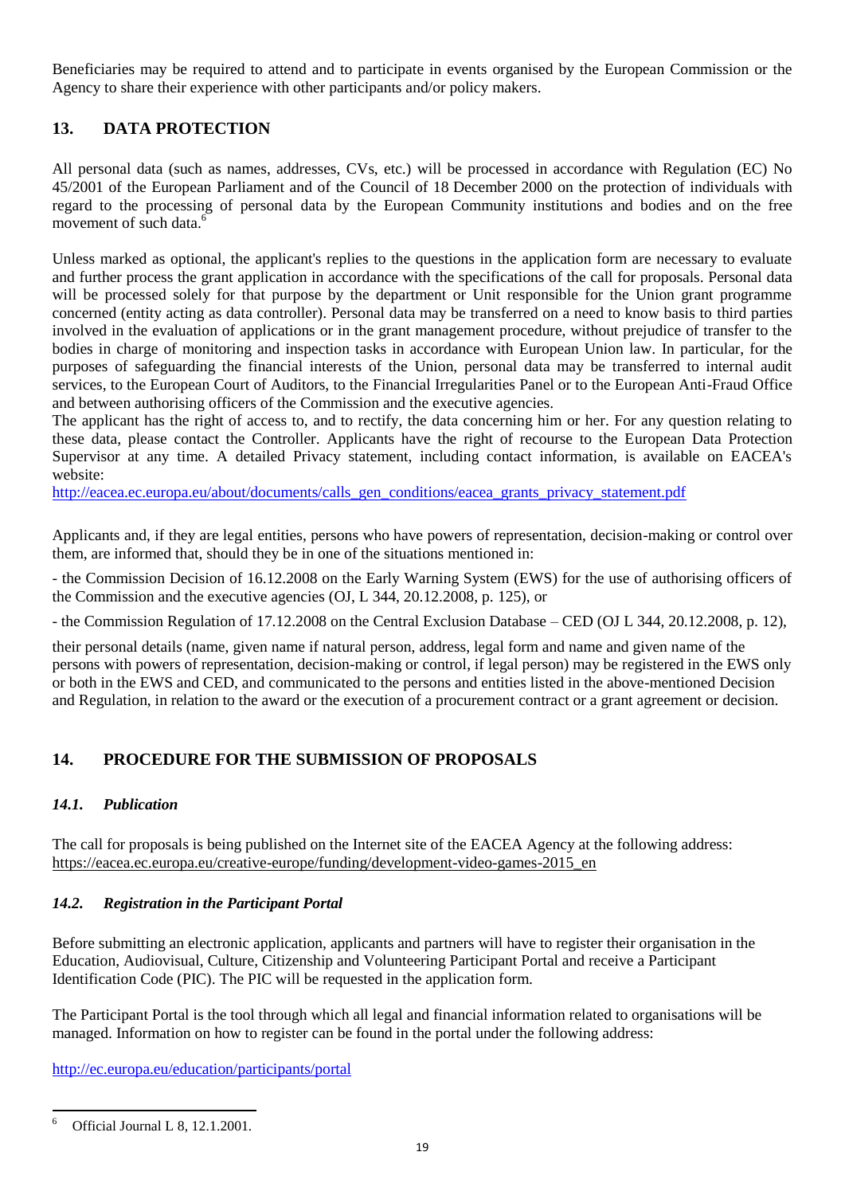Beneficiaries may be required to attend and to participate in events organised by the European Commission or the Agency to share their experience with other participants and/or policy makers.

## 13. DATA PROTECTION

All personal data (such as names, addresses, CVs, etc.) will be processed in accordance with Regulation (EC) No 45/2001 of the European Parliament and of the Council of 18 December 2000 on the protection of individuals with regard to the processing of personal data by the European Community institutions and bodies and on the free movement of such data.[6]

Unless marked as optional, the applicant's replies to the questions in the application form are necessary to evaluate and further process the grant application in accordance with the specifications of the call for proposals. Personal data will be processed solely for that purpose by the department or Unit responsible for the Union grant programme concerned (entity acting as data controller). Personal data may be transferred on a need to know basis to third parties involved in the evaluation of applications or in the grant management procedure, without prejudice of transfer to the bodies in charge of monitoring and inspection tasks in accordance with European Union law. In particular, for the purposes of safeguarding the financial interests of the Union, personal data may be transferred to internal audit services, to the European Court of Auditors, to the Financial Irregularities Panel or to the European Anti-Fraud Office and between authorising officers of the Commission and the executive agencies.
The applicant has the right of access to, and to rectify, the data concerning him or her. For any question relating to these data, please contact the Controller. Applicants have the right of recourse to the European Data Protection Supervisor at any time. A detailed Privacy statement, including contact information, is available on EACEA's website:
http://eacea.ec.europa.eu/about/documents/calls_gen_conditions/eacea_grants_privacy_statement.pdf

Applicants and, if they are legal entities, persons who have powers of representation, decision-making or control over them, are informed that, should they be in one of the situations mentioned in:

- the Commission Decision of 16.12.2008 on the Early Warning System (EWS) for the use of authorising officers of the Commission and the executive agencies (OJ, L 344, 20.12.2008, p. 125), or

- the Commission Regulation of 17.12.2008 on the Central Exclusion Database – CED (OJ L 344, 20.12.2008, p. 12),

their personal details (name, given name if natural person, address, legal form and name and given name of the persons with powers of representation, decision-making or control, if legal person) may be registered in the EWS only or both in the EWS and CED, and communicated to the persons and entities listed in the above-mentioned Decision and Regulation, in relation to the award or the execution of a procurement contract or a grant agreement or decision.

## 14. PROCEDURE FOR THE SUBMISSION OF PROPOSALS

### *14.1. Publication*

The call for proposals is being published on the Internet site of the EACEA Agency at the following address:
https://eacea.ec.europa.eu/creative-europe/funding/development-video-games-2015_en

### *14.2. Registration in the Participant Portal*

Before submitting an electronic application, applicants and partners will have to register their organisation in the Education, Audiovisual, Culture, Citizenship and Volunteering Participant Portal and receive a Participant Identification Code (PIC). The PIC will be requested in the application form.

The Participant Portal is the tool through which all legal and financial information related to organisations will be managed. Information on how to register can be found in the portal under the following address:

http://ec.europa.eu/education/participants/portal

---

[6] Official Journal L 8, 12.1.2001.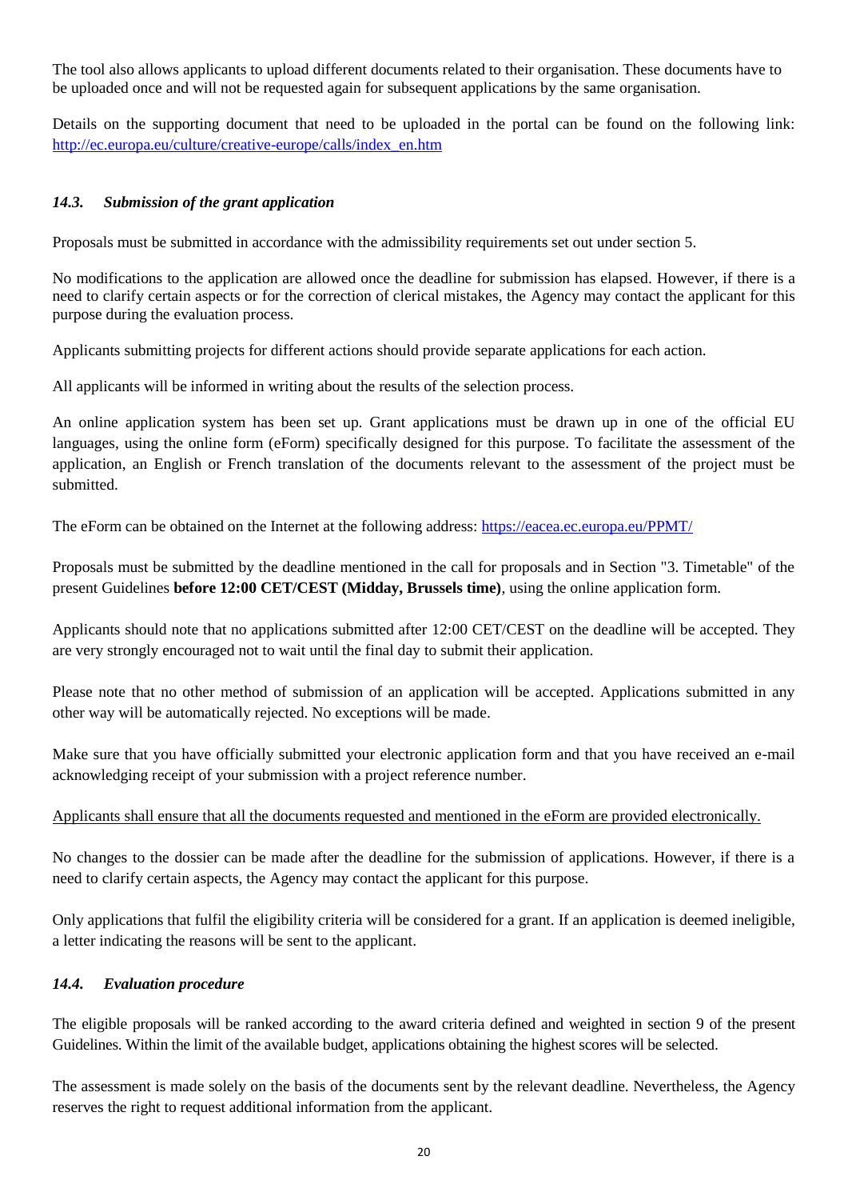The tool also allows applicants to upload different documents related to their organisation. These documents have to be uploaded once and will not be requested again for subsequent applications by the same organisation.

Details on the supporting document that need to be uploaded in the portal can be found on the following link: [http://ec.europa.eu/culture/creative-europe/calls/index_en.htm](http://ec.europa.eu/culture/creative-europe/calls/index_en.htm)

### *14.3. Submission of the grant application*

Proposals must be submitted in accordance with the admissibility requirements set out under section 5.

No modifications to the application are allowed once the deadline for submission has elapsed. However, if there is a need to clarify certain aspects or for the correction of clerical mistakes, the Agency may contact the applicant for this purpose during the evaluation process.

Applicants submitting projects for different actions should provide separate applications for each action.

All applicants will be informed in writing about the results of the selection process.

An online application system has been set up. Grant applications must be drawn up in one of the official EU languages, using the online form (eForm) specifically designed for this purpose. To facilitate the assessment of the application, an English or French translation of the documents relevant to the assessment of the project must be submitted.

The eForm can be obtained on the Internet at the following address: [https://eacea.ec.europa.eu/PPMT/](https://eacea.ec.europa.eu/PPMT/)

Proposals must be submitted by the deadline mentioned in the call for proposals and in Section "3. Timetable" of the present Guidelines **before 12:00 CET/CEST (Midday, Brussels time)**, using the online application form.

Applicants should note that no applications submitted after 12:00 CET/CEST on the deadline will be accepted. They are very strongly encouraged not to wait until the final day to submit their application.

Please note that no other method of submission of an application will be accepted. Applications submitted in any other way will be automatically rejected. No exceptions will be made.

Make sure that you have officially submitted your electronic application form and that you have received an e-mail acknowledging receipt of your submission with a project reference number.

<u>Applicants shall ensure that all the documents requested and mentioned in the eForm are provided electronically.</u>

No changes to the dossier can be made after the deadline for the submission of applications. However, if there is a need to clarify certain aspects, the Agency may contact the applicant for this purpose.

Only applications that fulfil the eligibility criteria will be considered for a grant. If an application is deemed ineligible, a letter indicating the reasons will be sent to the applicant.

### *14.4. Evaluation procedure*

The eligible proposals will be ranked according to the award criteria defined and weighted in section 9 of the present Guidelines. Within the limit of the available budget, applications obtaining the highest scores will be selected.

The assessment is made solely on the basis of the documents sent by the relevant deadline. Nevertheless, the Agency reserves the right to request additional information from the applicant.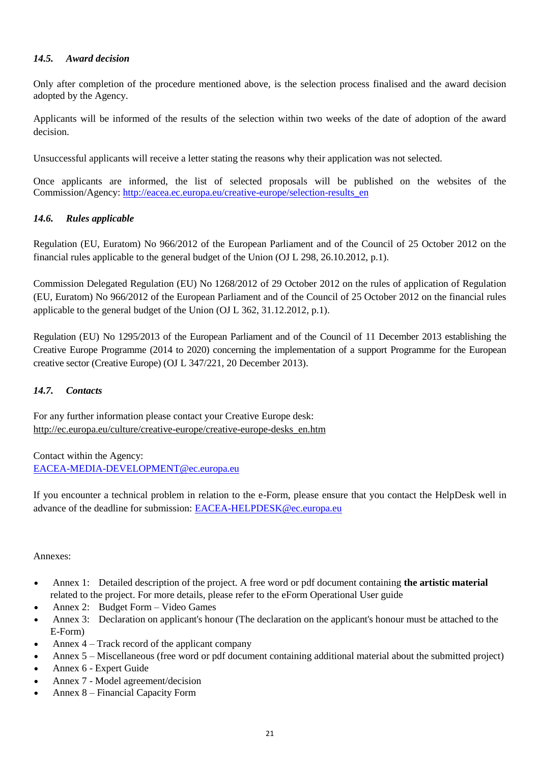### *14.5. Award decision*

Only after completion of the procedure mentioned above, is the selection process finalised and the award decision adopted by the Agency.

Applicants will be informed of the results of the selection within two weeks of the date of adoption of the award decision.

Unsuccessful applicants will receive a letter stating the reasons why their application was not selected.

Once applicants are informed, the list of selected proposals will be published on the websites of the Commission/Agency: http://eacea.ec.europa.eu/creative-europe/selection-results_en

### *14.6. Rules applicable*

Regulation (EU, Euratom) No 966/2012 of the European Parliament and of the Council of 25 October 2012 on the financial rules applicable to the general budget of the Union (OJ L 298, 26.10.2012, p.1).

Commission Delegated Regulation (EU) No 1268/2012 of 29 October 2012 on the rules of application of Regulation (EU, Euratom) No 966/2012 of the European Parliament and of the Council of 25 October 2012 on the financial rules applicable to the general budget of the Union (OJ L 362, 31.12.2012, p.1).

Regulation (EU) No 1295/2013 of the European Parliament and of the Council of 11 December 2013 establishing the Creative Europe Programme (2014 to 2020) concerning the implementation of a support Programme for the European creative sector (Creative Europe) (OJ L 347/221, 20 December 2013).

### *14.7. Contacts*

For any further information please contact your Creative Europe desk:
http://ec.europa.eu/culture/creative-europe/creative-europe-desks_en.htm

Contact within the Agency:
EACEA-MEDIA-DEVELOPMENT@ec.europa.eu

If you encounter a technical problem in relation to the e-Form, please ensure that you contact the HelpDesk well in advance of the deadline for submission: EACEA-HELPDESK@ec.europa.eu

Annexes:

- Annex 1: Detailed description of the project. A free word or pdf document containing **the artistic material** related to the project. For more details, please refer to the eForm Operational User guide
- Annex 2: Budget Form – Video Games
- Annex 3: Declaration on applicant's honour (The declaration on the applicant's honour must be attached to the E-Form)
- Annex 4 – Track record of the applicant company
- Annex 5 – Miscellaneous (free word or pdf document containing additional material about the submitted project)
- Annex 6 - Expert Guide
- Annex 7 - Model agreement/decision
- Annex 8 – Financial Capacity Form